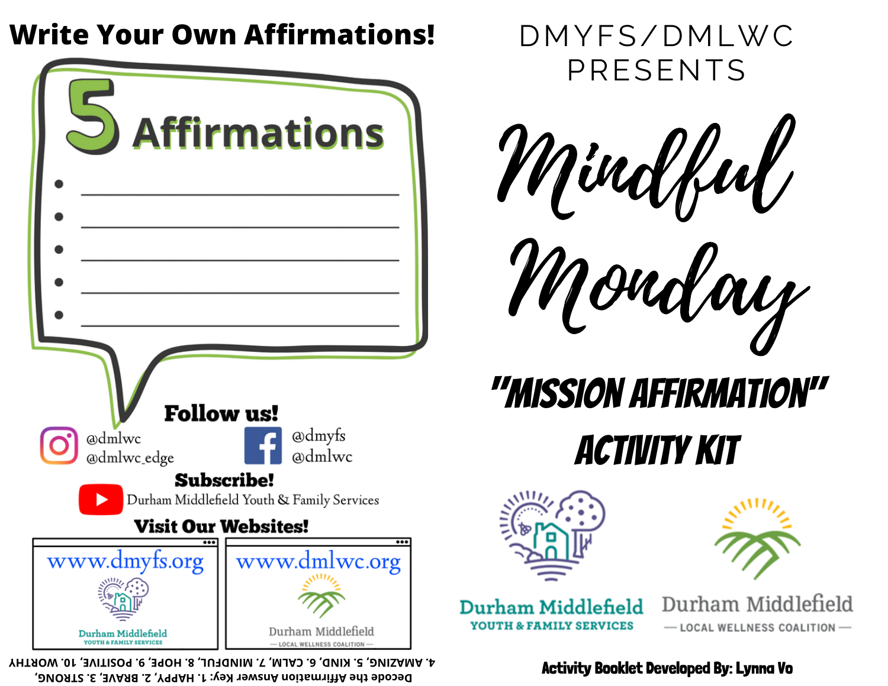# Write Your Own Affirmations!

## 5 Affirmations

- ______________________________
- ______________________________
- ______________________________
- ______________________________
- ______________________________

**Follow us!**

Instagram: @dmlwc, @dmlwc_edge

Facebook: @dmyfs, @dmlwc

**Subscribe!**

YouTube: Durham Middlefield Youth & Family Services

**Visit Our Websites!**

www.dmyfs.org — Durham Middlefield Youth & Family Services

www.dmlwc.org — Durham Middlefield Local Wellness Coalition

Decode the Affirmation Answer Key: 1. HAPPY, 2. BRAVE, 3. STRONG, 4. AMAZING, 5. KIND, 6. CALM, 7. MINDFUL, 8. HOPE, 9. POSITIVE, 10. WORTHY

DMYFS/DMLWC PRESENTS

# Mindful Monday

## "MISSION AFFIRMATION" ACTIVITY KIT

Durham Middlefield Youth & Family Services

Durham Middlefield — Local Wellness Coalition —

**Activity Booklet Developed By: Lynna Vo**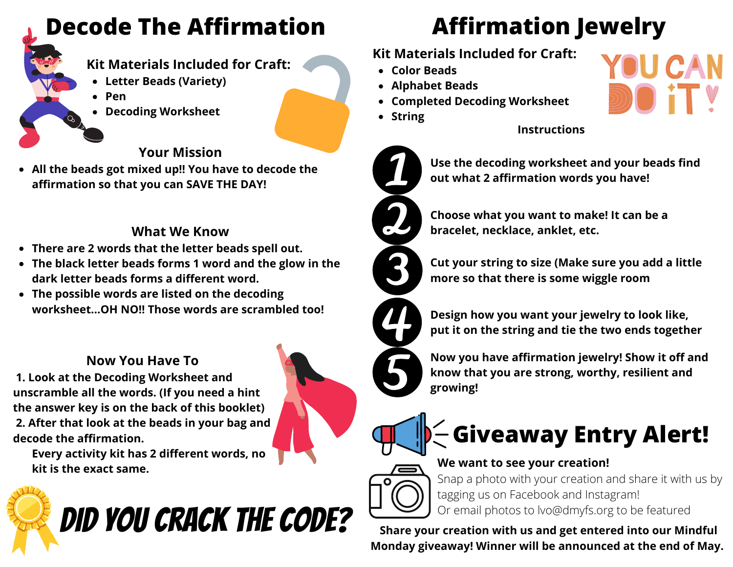# Decode The Affirmation

### Kit Materials Included for Craft:

- Letter Beads (Variety)
- Pen
- Decoding Worksheet

### Your Mission

- All the beads got mixed up!! You have to decode the affirmation so that you can SAVE THE DAY!

### What We Know

- There are 2 words that the letter beads spell out.
- The black letter beads forms 1 word and the glow in the dark letter beads forms a different word.
- The possible words are listed on the decoding worksheet...OH NO!! Those words are scrambled too!

### Now You Have To

1. Look at the Decoding Worksheet and unscramble all the words. (If you need a hint the answer key is on the back of this booklet)
2. After that look at the beads in your bag and decode the affirmation.

   Every activity kit has 2 different words, no kit is the exact same.

**DID YOU CRACK THE CODE?**

# Affirmation Jewelry

### Kit Materials Included for Craft:

- Color Beads
- Alphabet Beads
- Completed Decoding Worksheet
- String

YOU CAN DO IT!

### Instructions

1. Use the decoding worksheet and your beads find out what 2 affirmation words you have!
2. Choose what you want to make! It can be a bracelet, necklace, anklet, etc.
3. Cut your string to size (Make sure you add a little more so that there is some wiggle room
4. Design how you want your jewelry to look like, put it on the string and tie the two ends together
5. Now you have affirmation jewelry! Show it off and know that you are strong, worthy, resilient and growing!

## Giveaway Entry Alert!

**We want to see your creation!**

Snap a photo with your creation and share it with us by tagging us on Facebook and Instagram!
Or email photos to lvo@dmyfs.org to be featured

**Share your creation with us and get entered into our Mindful Monday giveaway! Winner will be announced at the end of May.**